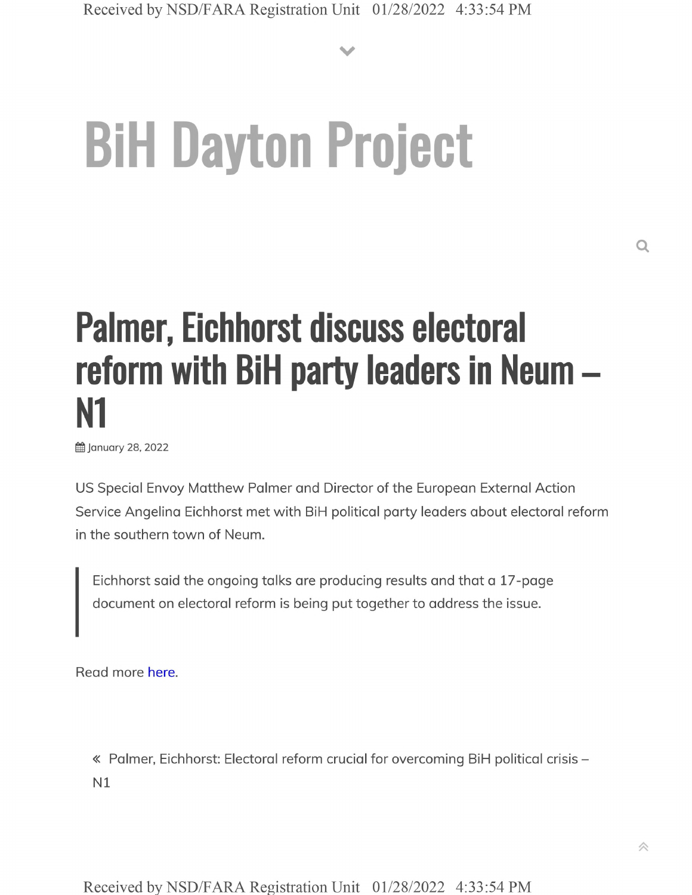# BiH Dayton Project

## Palmer, Eichhorst discuss electoral reform with BiH party leaders in Neum – N1

January 28, 2022

US Special Envoy Matthew Palmer and Director of the European External Action Service Angelina Eichhorst met with BiH political party leaders about electoral reform in the southern town of Neum.

> Eichhorst said the ongoing talks are producing results and that a 17-page document on electoral reform is being put together to address the issue.

Read more here.

« Palmer, Eichhorst: Electoral reform crucial for overcoming BiH political crisis – N1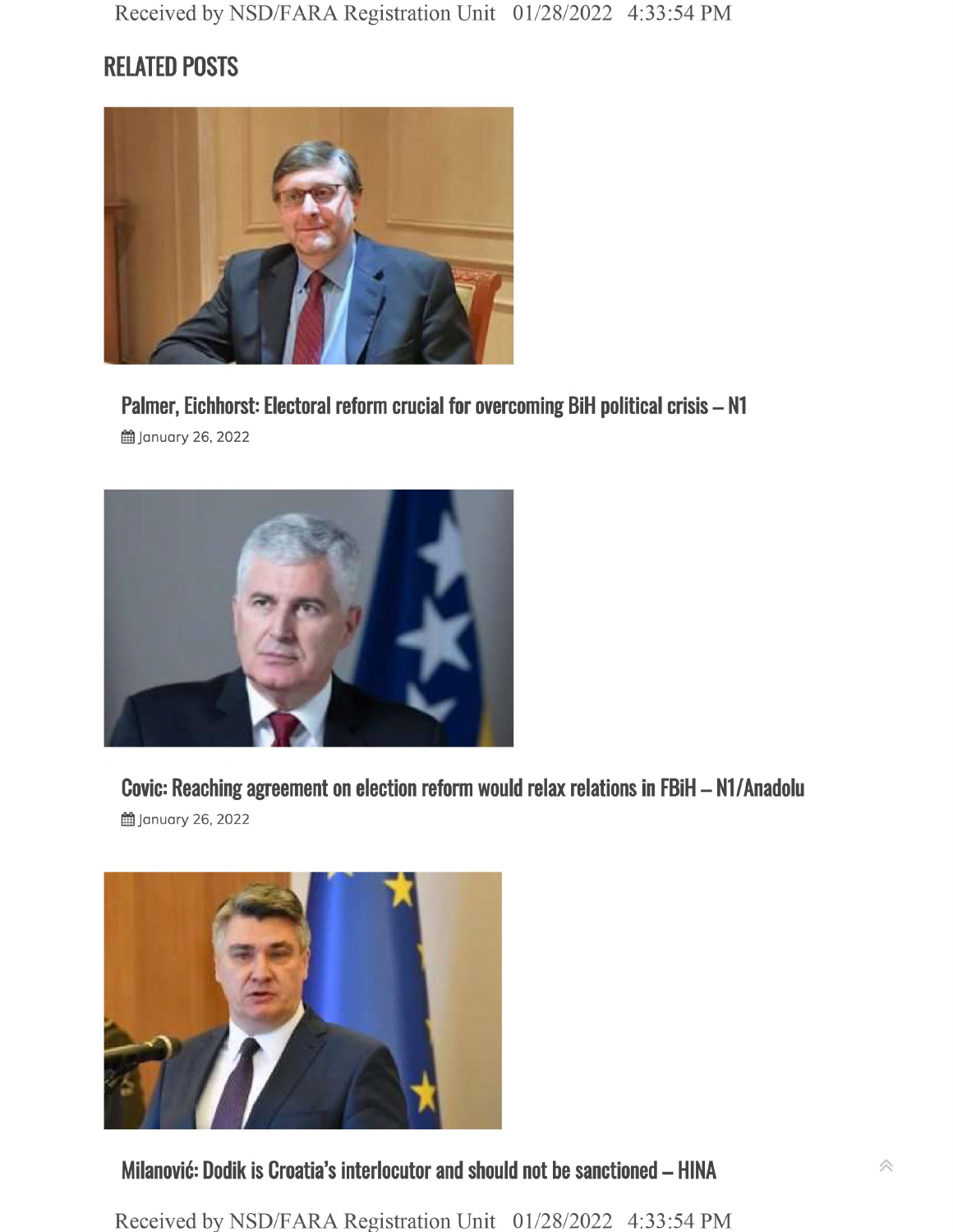## RELATED POSTS

### Palmer, Eichhorst: Electoral reform crucial for overcoming BiH political crisis – N1

January 26, 2022

### Covic: Reaching agreement on election reform would relax relations in FBiH – N1/Anadolu

January 26, 2022

### Milanović: Dodik is Croatia's interlocutor and should not be sanctioned – HINA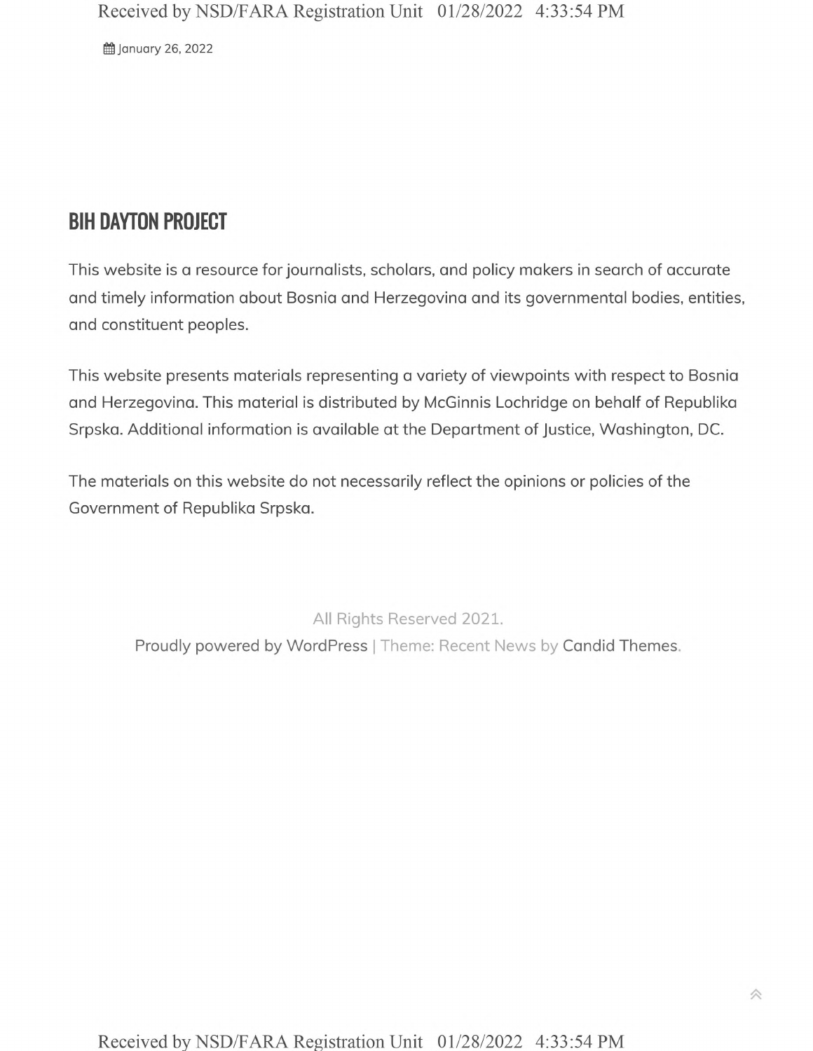January 26, 2022

## BIH DAYTON PROJECT

This website is a resource for journalists, scholars, and policy makers in search of accurate and timely information about Bosnia and Herzegovina and its governmental bodies, entities, and constituent peoples.

This website presents materials representing a variety of viewpoints with respect to Bosnia and Herzegovina. This material is distributed by McGinnis Lochridge on behalf of Republika Srpska. Additional information is available at the Department of Justice, Washington, DC.

The materials on this website do not necessarily reflect the opinions or policies of the Government of Republika Srpska.

All Rights Reserved 2021.

Proudly powered by WordPress | Theme: Recent News by Candid Themes.